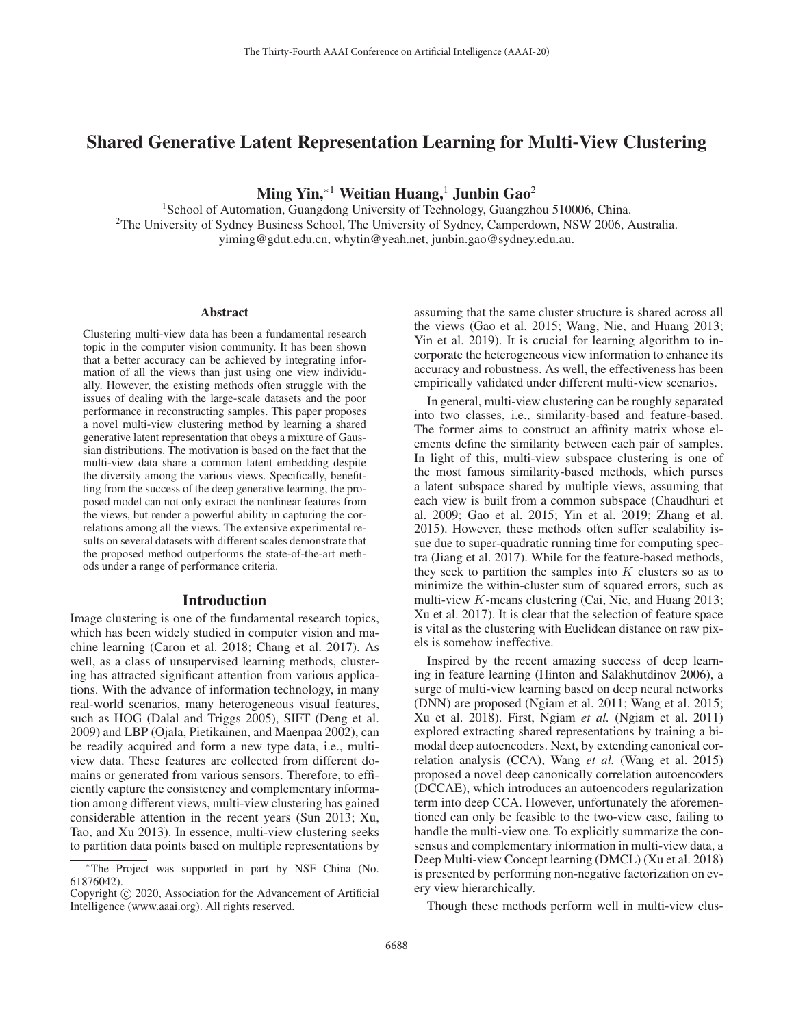# Shared Generative Latent Representation Learning for Multi-View Clustering

**Ming Yin,**[*1] **Weitian Huang,**[1] **Junbin Gao**[2]

[1]School of Automation, Guangdong University of Technology, Guangzhou 510006, China.
[2]The University of Sydney Business School, The University of Sydney, Camperdown, NSW 2006, Australia.
yiming@gdut.edu.cn, whytin@yeah.net, junbin.gao@sydney.edu.au.

## Abstract

Clustering multi-view data has been a fundamental research topic in the computer vision community. It has been shown that a better accuracy can be achieved by integrating information of all the views than just using one view individually. However, the existing methods often struggle with the issues of dealing with the large-scale datasets and the poor performance in reconstructing samples. This paper proposes a novel multi-view clustering method by learning a shared generative latent representation that obeys a mixture of Gaussian distributions. The motivation is based on the fact that the multi-view data share a common latent embedding despite the diversity among the various views. Specifically, benefitting from the success of the deep generative learning, the proposed model can not only extract the nonlinear features from the views, but render a powerful ability in capturing the correlations among all the views. The extensive experimental results on several datasets with different scales demonstrate that the proposed method outperforms the state-of-the-art methods under a range of performance criteria.

## Introduction

Image clustering is one of the fundamental research topics, which has been widely studied in computer vision and machine learning (Caron et al. 2018; Chang et al. 2017). As well, as a class of unsupervised learning methods, clustering has attracted significant attention from various applications. With the advance of information technology, in many real-world scenarios, many heterogeneous visual features, such as HOG (Dalal and Triggs 2005), SIFT (Deng et al. 2009) and LBP (Ojala, Pietikainen, and Maenpaa 2002), can be readily acquired and form a new type data, i.e., multi-view data. These features are collected from different domains or generated from various sensors. Therefore, to efficiently capture the consistency and complementary information among different views, multi-view clustering has gained considerable attention in the recent years (Sun 2013; Xu, Tao, and Xu 2013). In essence, multi-view clustering seeks to partition data points based on multiple representations by assuming that the same cluster structure is shared across all the views (Gao et al. 2015; Wang, Nie, and Huang 2013; Yin et al. 2019). It is crucial for learning algorithm to incorporate the heterogeneous view information to enhance its accuracy and robustness. As well, the effectiveness has been empirically validated under different multi-view scenarios.

In general, multi-view clustering can be roughly separated into two classes, i.e., similarity-based and feature-based. The former aims to construct an affinity matrix whose elements define the similarity between each pair of samples. In light of this, multi-view subspace clustering is one of the most famous similarity-based methods, which purses a latent subspace shared by multiple views, assuming that each view is built from a common subspace (Chaudhuri et al. 2009; Gao et al. 2015; Yin et al. 2019; Zhang et al. 2015). However, these methods often suffer scalability issue due to super-quadratic running time for computing spectra (Jiang et al. 2017). While for the feature-based methods, they seek to partition the samples into $K$ clusters so as to minimize the within-cluster sum of squared errors, such as multi-view $K$-means clustering (Cai, Nie, and Huang 2013; Xu et al. 2017). It is clear that the selection of feature space is vital as the clustering with Euclidean distance on raw pixels is somehow ineffective.

Inspired by the recent amazing success of deep learning in feature learning (Hinton and Salakhutdinov 2006), a surge of multi-view learning based on deep neural networks (DNN) are proposed (Ngiam et al. 2011; Wang et al. 2015; Xu et al. 2018). First, Ngiam *et al.* (Ngiam et al. 2011) explored extracting shared representations by training a bimodal deep autoencoders. Next, by extending canonical correlation analysis (CCA), Wang *et al.* (Wang et al. 2015) proposed a novel deep canonically correlation autoencoders (DCCAE), which introduces an autoencoders regularization term into deep CCA. However, unfortunately the aforementioned can only be feasible to the two-view case, failing to handle the multi-view one. To explicitly summarize the consensus and complementary information in multi-view data, a Deep Multi-view Concept learning (DMCL) (Xu et al. 2018) is presented by performing non-negative factorization on every view hierarchically.

Though these methods perform well in multi-view clus-

---

*The Project was supported in part by NSF China (No. 61876042).
Copyright © 2020, Association for the Advancement of Artificial Intelligence (www.aaai.org). All rights reserved.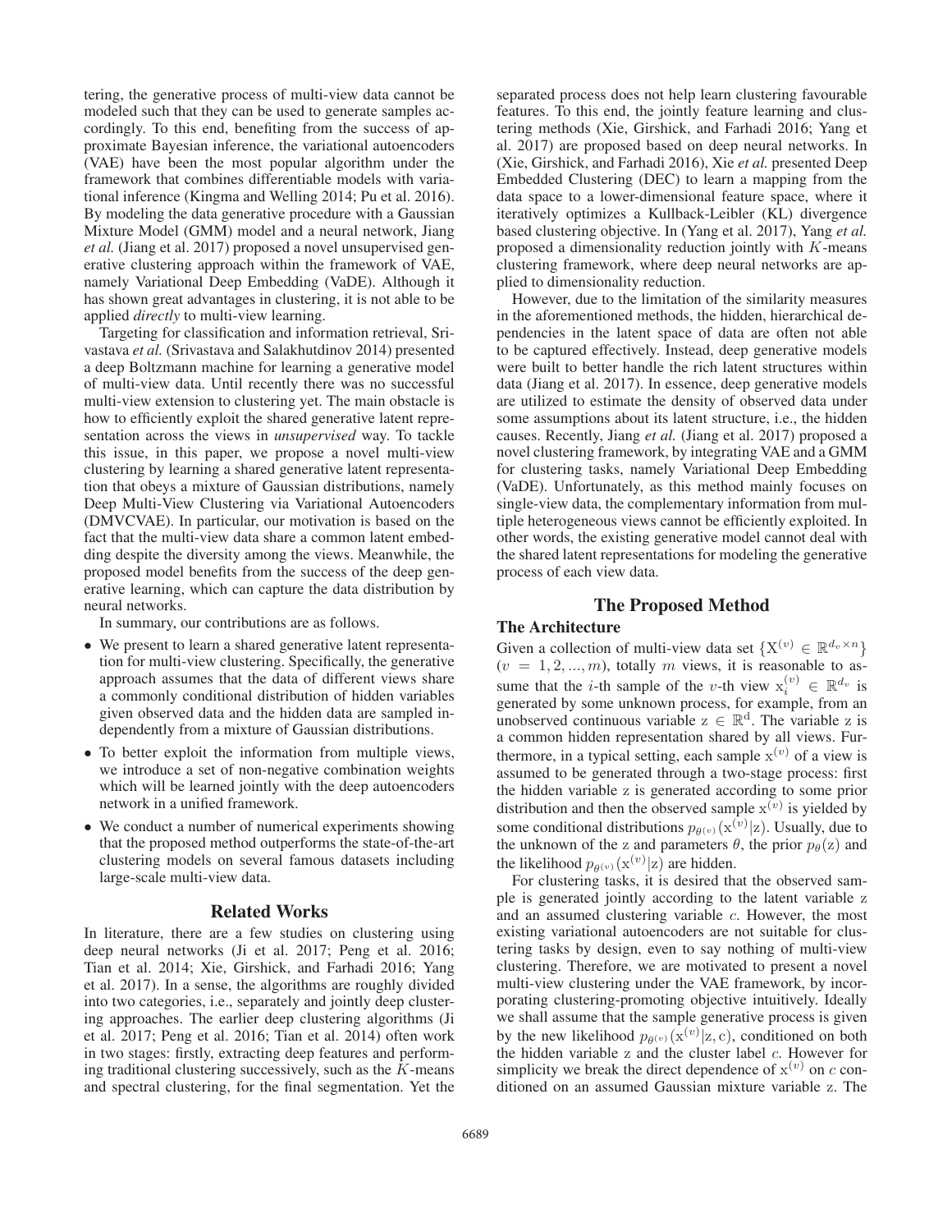tering, the generative process of multi-view data cannot be modeled such that they can be used to generate samples accordingly. To this end, benefiting from the success of approximate Bayesian inference, the variational autoencoders (VAE) have been the most popular algorithm under the framework that combines differentiable models with variational inference (Kingma and Welling 2014; Pu et al. 2016). By modeling the data generative procedure with a Gaussian Mixture Model (GMM) model and a neural network, Jiang *et al.* (Jiang et al. 2017) proposed a novel unsupervised generative clustering approach within the framework of VAE, namely Variational Deep Embedding (VaDE). Although it has shown great advantages in clustering, it is not able to be applied *directly* to multi-view learning.

Targeting for classification and information retrieval, Srivastava *et al.* (Srivastava and Salakhutdinov 2014) presented a deep Boltzmann machine for learning a generative model of multi-view data. Until recently there was no successful multi-view extension to clustering yet. The main obstacle is how to efficiently exploit the shared generative latent representation across the views in *unsupervised* way. To tackle this issue, in this paper, we propose a novel multi-view clustering by learning a shared generative latent representation that obeys a mixture of Gaussian distributions, namely Deep Multi-View Clustering via Variational Autoencoders (DMVCVAE). In particular, our motivation is based on the fact that the multi-view data share a common latent embedding despite the diversity among the views. Meanwhile, the proposed model benefits from the success of the deep generative learning, which can capture the data distribution by neural networks.

In summary, our contributions are as follows.

- We present to learn a shared generative latent representation for multi-view clustering. Specifically, the generative approach assumes that the data of different views share a commonly conditional distribution of hidden variables given observed data and the hidden data are sampled independently from a mixture of Gaussian distributions.
- To better exploit the information from multiple views, we introduce a set of non-negative combination weights which will be learned jointly with the deep autoencoders network in a unified framework.
- We conduct a number of numerical experiments showing that the proposed method outperforms the state-of-the-art clustering models on several famous datasets including large-scale multi-view data.

## Related Works

In literature, there are a few studies on clustering using deep neural networks (Ji et al. 2017; Peng et al. 2016; Tian et al. 2014; Xie, Girshick, and Farhadi 2016; Yang et al. 2017). In a sense, the algorithms are roughly divided into two categories, i.e., separately and jointly deep clustering approaches. The earlier deep clustering algorithms (Ji et al. 2017; Peng et al. 2016; Tian et al. 2014) often work in two stages: firstly, extracting deep features and performing traditional clustering successively, such as the $K$-means and spectral clustering, for the final segmentation. Yet the separated process does not help learn clustering favourable features. To this end, the jointly feature learning and clustering methods (Xie, Girshick, and Farhadi 2016; Yang et al. 2017) are proposed based on deep neural networks. In (Xie, Girshick, and Farhadi 2016), Xie *et al.* presented Deep Embedded Clustering (DEC) to learn a mapping from the data space to a lower-dimensional feature space, where it iteratively optimizes a Kullback-Leibler (KL) divergence based clustering objective. In (Yang et al. 2017), Yang *et al.* proposed a dimensionality reduction jointly with $K$-means clustering framework, where deep neural networks are applied to dimensionality reduction.

However, due to the limitation of the similarity measures in the aforementioned methods, the hidden, hierarchical dependencies in the latent space of data are often not able to be captured effectively. Instead, deep generative models were built to better handle the rich latent structures within data (Jiang et al. 2017). In essence, deep generative models are utilized to estimate the density of observed data under some assumptions about its latent structure, i.e., the hidden causes. Recently, Jiang *et al.* (Jiang et al. 2017) proposed a novel clustering framework, by integrating VAE and a GMM for clustering tasks, namely Variational Deep Embedding (VaDE). Unfortunately, as this method mainly focuses on single-view data, the complementary information from multiple heterogeneous views cannot be efficiently exploited. In other words, the existing generative model cannot deal with the shared latent representations for modeling the generative process of each view data.

## The Proposed Method

### The Architecture

Given a collection of multi-view data set $\{\mathrm{X}^{(v)} \in \mathbb{R}^{d_v \times n}\}$ $(v = 1, 2, ..., m)$, totally $m$ views, it is reasonable to assume that the $i$-th sample of the $v$-th view $\mathrm{x}_i^{(v)} \in \mathbb{R}^{d_v}$ is generated by some unknown process, for example, from an unobserved continuous variable $\mathrm{z} \in \mathbb{R}^{\mathrm{d}}$. The variable z is a common hidden representation shared by all views. Furthermore, in a typical setting, each sample $\mathrm{x}^{(v)}$ of a view is assumed to be generated through a two-stage process: first the hidden variable z is generated according to some prior distribution and then the observed sample $\mathrm{x}^{(v)}$ is yielded by some conditional distributions $p_{\theta^{(v)}}(\mathrm{x}^{(v)}|\mathrm{z})$. Usually, due to the unknown of the z and parameters $\theta$, the prior $p_\theta(\mathrm{z})$ and the likelihood $p_{\theta^{(v)}}(\mathrm{x}^{(v)}|\mathrm{z})$ are hidden.

For clustering tasks, it is desired that the observed sample is generated jointly according to the latent variable z and an assumed clustering variable $c$. However, the most existing variational autoencoders are not suitable for clustering tasks by design, even to say nothing of multi-view clustering. Therefore, we are motivated to present a novel multi-view clustering under the VAE framework, by incorporating clustering-promoting objective intuitively. Ideally we shall assume that the sample generative process is given by the new likelihood $p_{\theta^{(v)}}(\mathrm{x}^{(v)}|\mathrm{z}, \mathrm{c})$, conditioned on both the hidden variable z and the cluster label $c$. However for simplicity we break the direct dependence of $\mathrm{x}^{(v)}$ on $c$ conditioned on an assumed Gaussian mixture variable z. The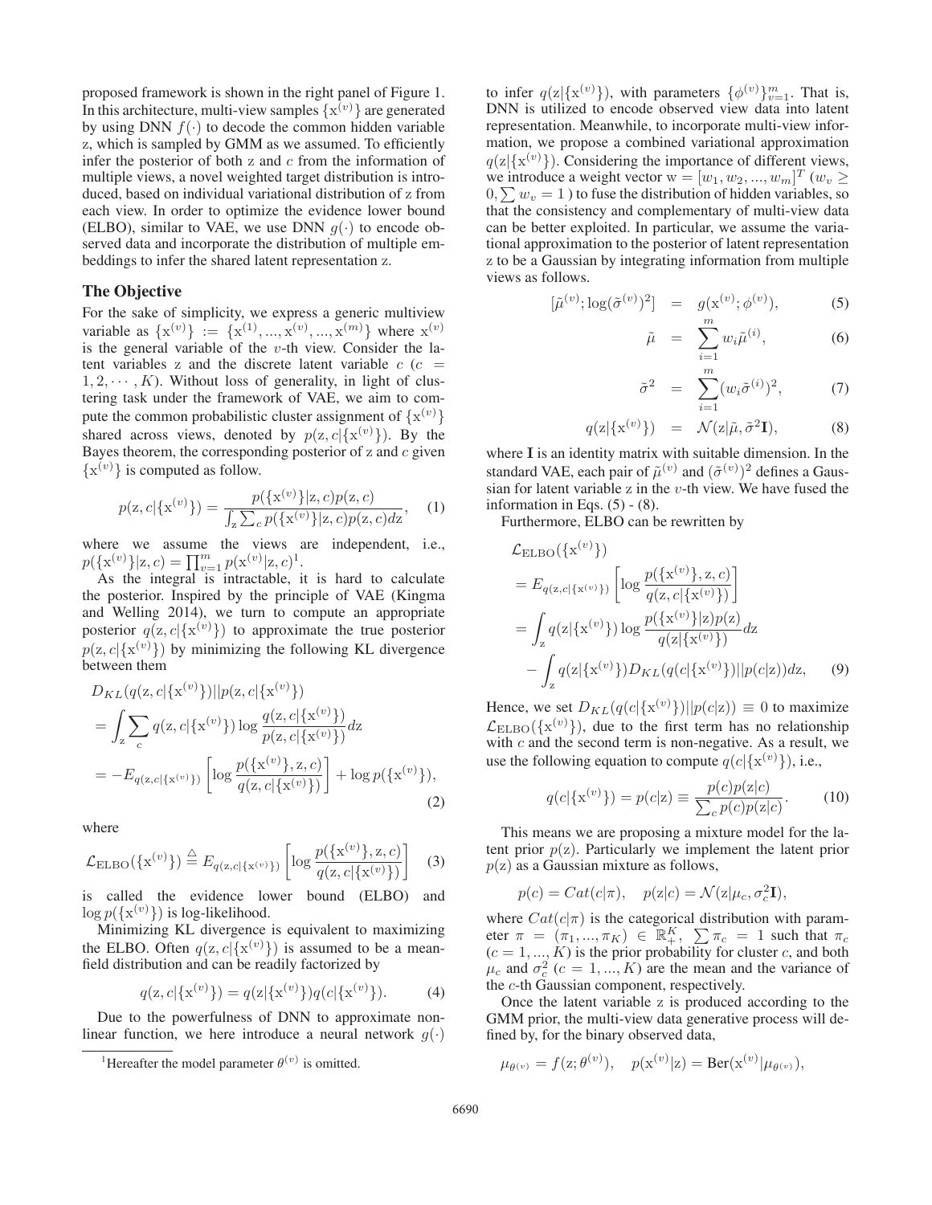proposed framework is shown in the right panel of Figure 1. In this architecture, multi-view samples $\{\mathrm{x}^{(v)}\}$ are generated by using DNN $f(\cdot)$ to decode the common hidden variable z, which is sampled by GMM as we assumed. To efficiently infer the posterior of both z and $c$ from the information of multiple views, a novel weighted target distribution is introduced, based on individual variational distribution of z from each view. In order to optimize the evidence lower bound (ELBO), similar to VAE, we use DNN $g(\cdot)$ to encode observed data and incorporate the distribution of multiple embeddings to infer the shared latent representation z.

## The Objective

For the sake of simplicity, we express a generic multiview variable as $\{\mathrm{x}^{(v)}\} := \{\mathrm{x}^{(1)}, ..., \mathrm{x}^{(v)}, ..., \mathrm{x}^{(m)}\}$ where $\mathrm{x}^{(v)}$ is the general variable of the $v$-th view. Consider the latent variables z and the discrete latent variable $c$ ($c = 1, 2, \cdots, K$). Without loss of generality, in light of clustering task under the framework of VAE, we aim to compute the common probabilistic cluster assignment of $\{\mathrm{x}^{(v)}\}$ shared across views, denoted by $p(\mathrm{z}, c|\{\mathrm{x}^{(v)}\})$. By the Bayes theorem, the corresponding posterior of z and $c$ given $\{\mathrm{x}^{(v)}\}$ is computed as follow.

$$p(\mathrm{z}, c|\{\mathrm{x}^{(v)}\}) = \frac{p(\{\mathrm{x}^{(v)}\}|\mathrm{z}, c)p(\mathrm{z}, c)}{\int_{\mathrm{z}} \sum_c p(\{\mathrm{x}^{(v)}\}|\mathrm{z}, c)p(\mathrm{z}, c)d\mathrm{z}}, \quad (1)$$

where we assume the views are independent, i.e., $p(\{\mathrm{x}^{(v)}\}|\mathrm{z}, c) = \prod_{v=1}^{m} p(\mathrm{x}^{(v)}|\mathrm{z}, c)$[1].

As the integral is intractable, it is hard to calculate the posterior. Inspired by the principle of VAE (Kingma and Welling 2014), we turn to compute an appropriate posterior $q(\mathrm{z}, c|\{\mathrm{x}^{(v)}\})$ to approximate the true posterior $p(\mathrm{z}, c|\{\mathrm{x}^{(v)}\})$ by minimizing the following KL divergence between them

$$\begin{aligned}
&D_{KL}(q(\mathrm{z}, c|\{\mathrm{x}^{(v)}\})||p(\mathrm{z}, c|\{\mathrm{x}^{(v)}\})) \\
&= \int_{\mathrm{z}} \sum_c q(\mathrm{z}, c|\{\mathrm{x}^{(v)}\}) \log \frac{q(\mathrm{z}, c|\{\mathrm{x}^{(v)}\})}{p(\mathrm{z}, c|\{\mathrm{x}^{(v)}\})} d\mathrm{z} \\
&= -E_{q(\mathrm{z}, c|\{\mathrm{x}^{(v)}\})} \left[ \log \frac{p(\{\mathrm{x}^{(v)}\}, \mathrm{z}, c)}{q(\mathrm{z}, c|\{\mathrm{x}^{(v)}\})} \right] + \log p(\{\mathrm{x}^{(v)}\}),
\end{aligned} \quad (2)$$

where

$$\mathcal{L}_{\mathrm{ELBO}}(\{\mathrm{x}^{(v)}\}) \overset{\triangle}{=} E_{q(\mathrm{z}, c|\{\mathrm{x}^{(v)}\})} \left[ \log \frac{p(\{\mathrm{x}^{(v)}\}, \mathrm{z}, c)}{q(\mathrm{z}, c|\{\mathrm{x}^{(v)}\})} \right] \quad (3)$$

is called the evidence lower bound (ELBO) and $\log p(\{\mathrm{x}^{(v)}\})$ is log-likelihood.

Minimizing KL divergence is equivalent to maximizing the ELBO. Often $q(\mathrm{z}, c|\{\mathrm{x}^{(v)}\})$ is assumed to be a mean-field distribution and can be readily factorized by

$$q(\mathrm{z}, c|\{\mathrm{x}^{(v)}\}) = q(\mathrm{z}|\{\mathrm{x}^{(v)}\})q(c|\{\mathrm{x}^{(v)}\}). \quad (4)$$

Due to the powerfulness of DNN to approximate non-linear function, we here introduce a neural network $g(\cdot)$ to infer $q(\mathrm{z}|\{\mathrm{x}^{(v)}\})$, with parameters $\{\phi^{(v)}\}_{v=1}^{m}$. That is, DNN is utilized to encode observed view data into latent representation. Meanwhile, to incorporate multi-view information, we propose a combined variational approximation $q(\mathrm{z}|\{\mathrm{x}^{(v)}\})$. Considering the importance of different views, we introduce a weight vector $\mathrm{w} = [w_1, w_2, ..., w_m]^T$ ($w_v \geq 0, \sum w_v = 1$) to fuse the distribution of hidden variables, so that the consistency and complementary of multi-view data can be better exploited. In particular, we assume the variational approximation to the posterior of latent representation z to be a Gaussian by integrating information from multiple views as follows.

$$[\tilde{\mu}^{(v)}; \log(\tilde{\sigma}^{(v)})^2] = g(\mathrm{x}^{(v)}; \phi^{(v)}), \quad (5)$$

$$\tilde{\mu} = \sum_{i=1}^{m} w_i \tilde{\mu}^{(i)}, \quad (6)$$

$$\tilde{\sigma}^2 = \sum_{i=1}^{m} (w_i \tilde{\sigma}^{(i)})^2, \quad (7)$$

$$q(\mathrm{z}|\{\mathrm{x}^{(v)}\}) = \mathcal{N}(\mathrm{z}|\tilde{\mu}, \tilde{\sigma}^2 \mathbf{I}), \quad (8)$$

where $\mathbf{I}$ is an identity matrix with suitable dimension. In the standard VAE, each pair of $\tilde{\mu}^{(v)}$ and $(\tilde{\sigma}^{(v)})^2$ defines a Gaussian for latent variable z in the $v$-th view. We have fused the information in Eqs. (5) - (8).

Furthermore, ELBO can be rewritten by

$$\begin{aligned}
&\mathcal{L}_{\mathrm{ELBO}}(\{\mathrm{x}^{(v)}\}) \\
&= E_{q(\mathrm{z}, c|\{\mathrm{x}^{(v)}\})} \left[ \log \frac{p(\{\mathrm{x}^{(v)}\}, \mathrm{z}, c)}{q(\mathrm{z}, c|\{\mathrm{x}^{(v)}\})} \right] \\
&= \int_{\mathrm{z}} q(\mathrm{z}|\{\mathrm{x}^{(v)}\}) \log \frac{p(\{\mathrm{x}^{(v)}\}|\mathrm{z})p(\mathrm{z})}{q(\mathrm{z}|\{\mathrm{x}^{(v)}\})} d\mathrm{z} \\
&\quad - \int_{\mathrm{z}} q(\mathrm{z}|\{\mathrm{x}^{(v)}\}) D_{KL}(q(c|\{\mathrm{x}^{(v)}\})||p(c|\mathrm{z})) d\mathrm{z},
\end{aligned} \quad (9)$$

Hence, we set $D_{KL}(q(c|\{\mathrm{x}^{(v)}\})||p(c|\mathrm{z})) \equiv 0$ to maximize $\mathcal{L}_{\mathrm{ELBO}}(\{\mathrm{x}^{(v)}\})$, due to the first term has no relationship with $c$ and the second term is non-negative. As a result, we use the following equation to compute $q(c|\{\mathrm{x}^{(v)}\})$, i.e.,

$$q(c|\{\mathrm{x}^{(v)}\}) = p(c|\mathrm{z}) \equiv \frac{p(c)p(\mathrm{z}|c)}{\sum_c p(c)p(\mathrm{z}|c)}. \quad (10)$$

This means we are proposing a mixture model for the latent prior $p(\mathrm{z})$. Particularly we implement the latent prior $p(\mathrm{z})$ as a Gaussian mixture as follows,

$$p(c) = Cat(c|\pi), \quad p(\mathrm{z}|c) = \mathcal{N}(\mathrm{z}|\mu_c, \sigma_c^2 \mathbf{I}),$$

where $Cat(c|\pi)$ is the categorical distribution with parameter $\pi = (\pi_1, ..., \pi_K) \in \mathbb{R}_+^K$, $\sum \pi_c = 1$ such that $\pi_c$ ($c = 1, ..., K$) is the prior probability for cluster $c$, and both $\mu_c$ and $\sigma_c^2$ ($c = 1, ..., K$) are the mean and the variance of the $c$-th Gaussian component, respectively.

Once the latent variable z is produced according to the GMM prior, the multi-view data generative process will defined by, for the binary observed data,

$$\mu_{\theta^{(v)}} = f(\mathrm{z}; \theta^{(v)}), \quad p(\mathrm{x}^{(v)}|\mathrm{z}) = \mathrm{Ber}(\mathrm{x}^{(v)}|\mu_{\theta^{(v)}}),$$

[1] Hereafter the model parameter $\theta^{(v)}$ is omitted.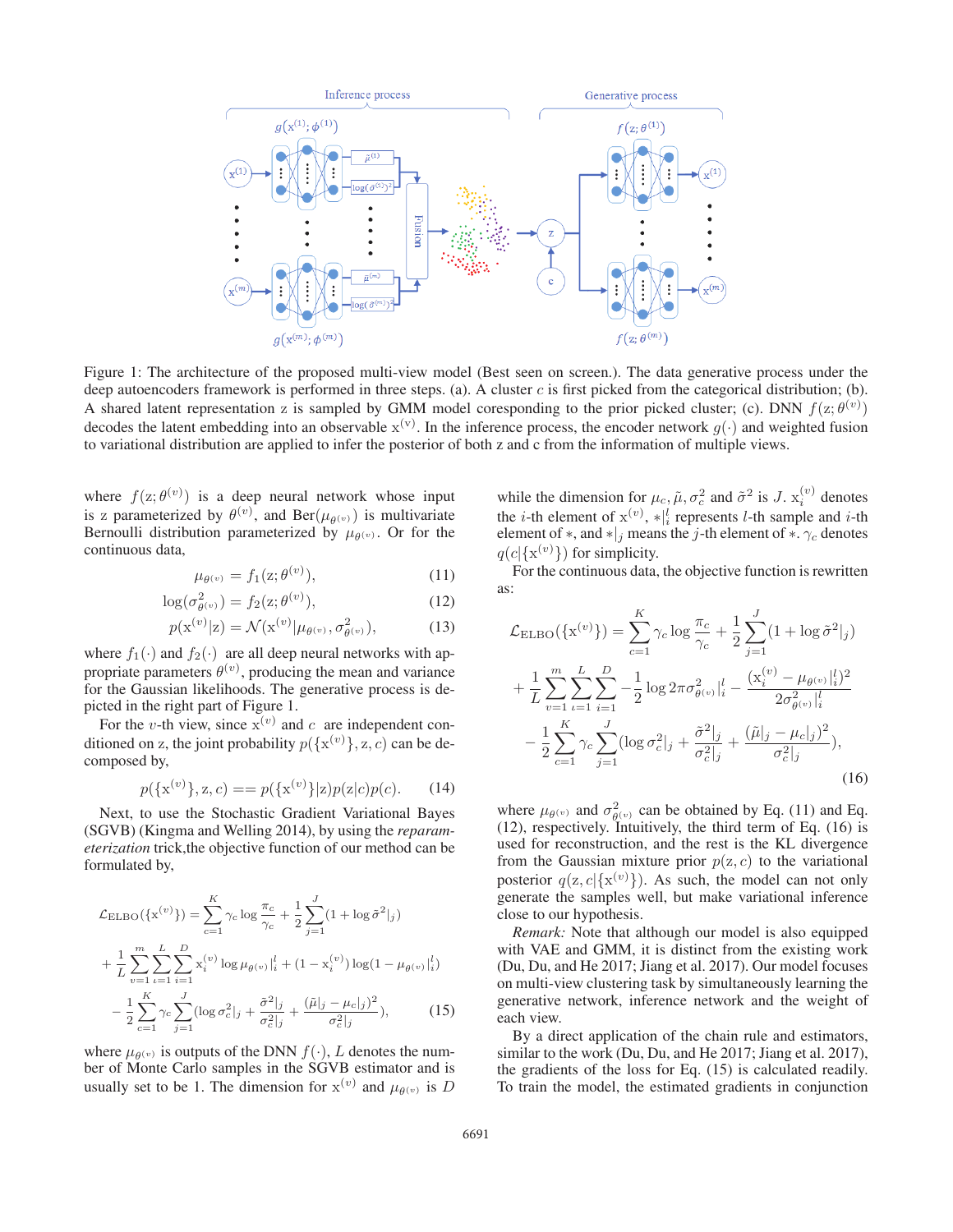Figure 1: The architecture of the proposed multi-view model (Best seen on screen.). The data generative process under the deep autoencoders framework is performed in three steps. (a). A cluster $c$ is first picked from the categorical distribution; (b). A shared latent representation z is sampled by GMM model coresponding to the prior picked cluster; (c). DNN $f(\mathrm{z};\theta^{(v)})$ decodes the latent embedding into an observable $\mathrm{x}^{(v)}$. In the inference process, the encoder network $g(\cdot)$ and weighted fusion to variational distribution are applied to infer the posterior of both z and c from the information of multiple views.

where $f(\mathrm{z};\theta^{(v)})$ is a deep neural network whose input is z parameterized by $\theta^{(v)}$, and $\mathrm{Ber}(\mu_{\theta^{(v)}})$ is multivariate Bernoulli distribution parameterized by $\mu_{\theta^{(v)}}$. Or for the continuous data,

$$\mu_{\theta^{(v)}} = f_1(\mathrm{z};\theta^{(v)}), \tag{11}$$

$$\log(\sigma^2_{\theta^{(v)}}) = f_2(\mathrm{z};\theta^{(v)}), \tag{12}$$

$$p(\mathrm{x}^{(v)}|\mathrm{z}) = \mathcal{N}(\mathrm{x}^{(v)}|\mu_{\theta^{(v)}}, \sigma^2_{\theta^{(v)}}), \tag{13}$$

where $f_1(\cdot)$ and $f_2(\cdot)$ are all deep neural networks with appropriate parameters $\theta^{(v)}$, producing the mean and variance for the Gaussian likelihoods. The generative process is depicted in the right part of Figure 1.

For the $v$-th view, since $\mathrm{x}^{(v)}$ and $c$ are independent conditioned on z, the joint probability $p(\{\mathrm{x}^{(v)}\},\mathrm{z},c)$ can be decomposed by,

$$p(\{\mathrm{x}^{(v)}\},\mathrm{z},c) == p(\{\mathrm{x}^{(v)}\}|\mathrm{z})p(\mathrm{z}|c)p(c). \tag{14}$$

Next, to use the Stochastic Gradient Variational Bayes (SGVB) (Kingma and Welling 2014), by using the *reparameterization* trick,the objective function of our method can be formulated by,

$$\begin{aligned}
\mathcal{L}_{\mathrm{ELBO}}(\{\mathrm{x}^{(v)}\}) &= \sum_{c=1}^{K}\gamma_c \log\frac{\pi_c}{\gamma_c} + \frac{1}{2}\sum_{j=1}^{J}(1+\log\tilde{\sigma}^2|_j) \\
&+ \frac{1}{L}\sum_{v=1}^{m}\sum_{\iota=1}^{L}\sum_{i=1}^{D}\mathrm{x}_i^{(v)}\log\mu_{\theta^{(v)}}|_i^l + (1-\mathrm{x}_i^{(v)})\log(1-\mu_{\theta^{(v)}}|_i^l) \\
&- \frac{1}{2}\sum_{c=1}^{K}\gamma_c\sum_{j=1}^{J}(\log\sigma_c^2|_j + \frac{\tilde{\sigma}^2|_j}{\sigma_c^2|_j} + \frac{(\tilde{\mu}|_j-\mu_c|_j)^2}{\sigma_c^2|_j}),
\end{aligned} \tag{15}$$

where $\mu_{\theta^{(v)}}$ is outputs of the DNN $f(\cdot)$, $L$ denotes the number of Monte Carlo samples in the SGVB estimator and is usually set to be 1. The dimension for $\mathrm{x}^{(v)}$ and $\mu_{\theta^{(v)}}$ is $D$ while the dimension for $\mu_c, \tilde{\mu}, \sigma_c^2$ and $\tilde{\sigma}^2$ is $J$. $\mathrm{x}_i^{(v)}$ denotes the $i$-th element of $\mathrm{x}^{(v)}$, $*|_i^l$ represents $l$-th sample and $i$-th element of $*$, and $*|_j$ means the $j$-th element of $*$. $\gamma_c$ denotes $q(c|\{\mathrm{x}^{(v)}\})$ for simplicity.

For the continuous data, the objective function is rewritten as:

$$\begin{aligned}
\mathcal{L}_{\mathrm{ELBO}}(\{\mathrm{x}^{(v)}\}) &= \sum_{c=1}^{K}\gamma_c \log\frac{\pi_c}{\gamma_c} + \frac{1}{2}\sum_{j=1}^{J}(1+\log\tilde{\sigma}^2|_j) \\
&+ \frac{1}{L}\sum_{v=1}^{m}\sum_{\iota=1}^{L}\sum_{i=1}^{D} -\frac{1}{2}\log 2\pi\sigma^2_{\theta^{(v)}}|_i^l - \frac{(\mathrm{x}_i^{(v)}-\mu_{\theta^{(v)}}|_i^l)^2}{2\sigma^2_{\theta^{(v)}}|_i^l} \\
&- \frac{1}{2}\sum_{c=1}^{K}\gamma_c\sum_{j=1}^{J}(\log\sigma_c^2|_j + \frac{\tilde{\sigma}^2|_j}{\sigma_c^2|_j} + \frac{(\tilde{\mu}|_j-\mu_c|_j)^2}{\sigma_c^2|_j}),
\end{aligned} \tag{16}$$

where $\mu_{\theta^{(v)}}$ and $\sigma^2_{\theta^{(v)}}$ can be obtained by Eq. (11) and Eq. (12), respectively. Intuitively, the third term of Eq. (16) is used for reconstruction, and the rest is the KL divergence from the Gaussian mixture prior $p(\mathrm{z},c)$ to the variational posterior $q(\mathrm{z},c|\{\mathrm{x}^{(v)}\})$. As such, the model can not only generate the samples well, but make variational inference close to our hypothesis.

*Remark:* Note that although our model is also equipped with VAE and GMM, it is distinct from the existing work (Du, Du, and He 2017; Jiang et al. 2017). Our model focuses on multi-view clustering task by simultaneously learning the generative network, inference network and the weight of each view.

By a direct application of the chain rule and estimators, similar to the work (Du, Du, and He 2017; Jiang et al. 2017), the gradients of the loss for Eq. (15) is calculated readily. To train the model, the estimated gradients in conjunction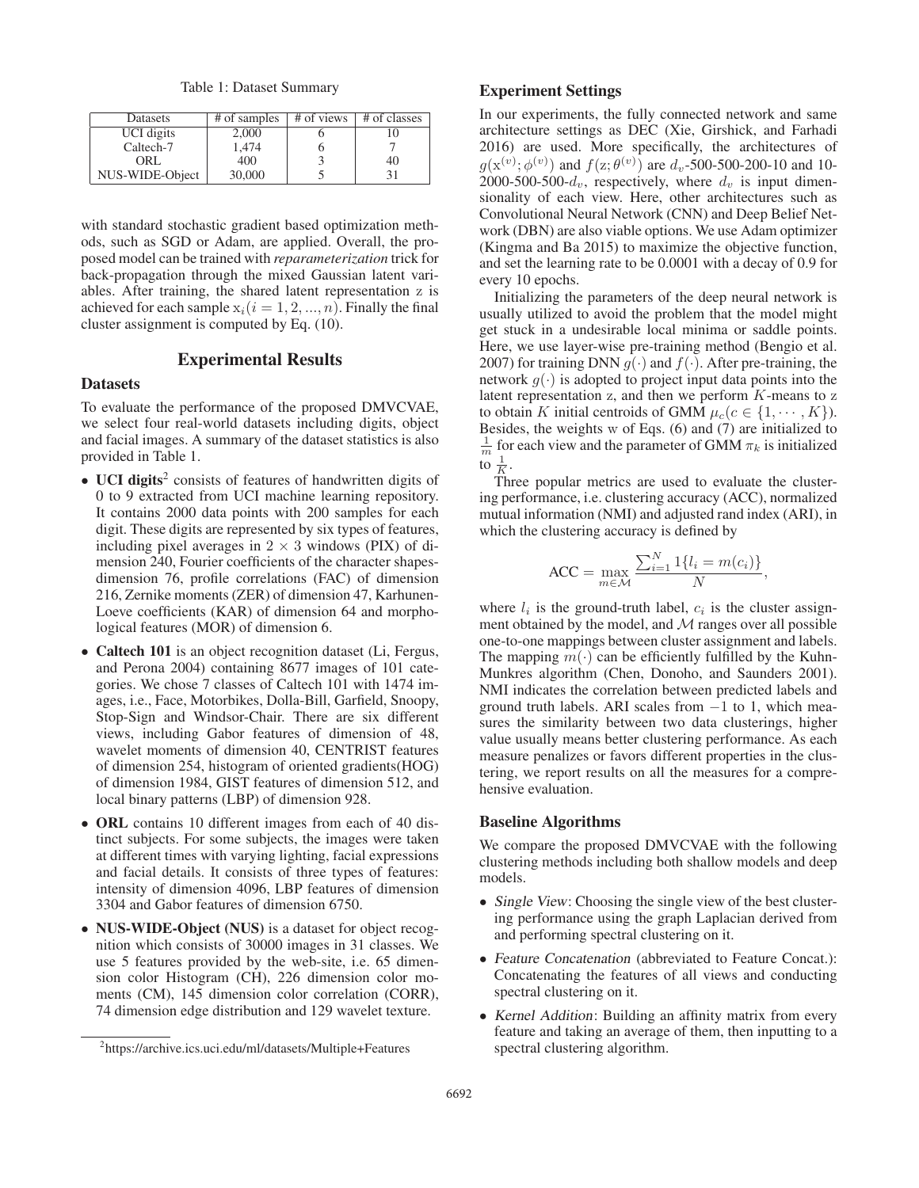Table 1: Dataset Summary

| Datasets | # of samples | # of views | # of classes |
|---|---|---|---|
| UCI digits | 2,000 | 6 | 10 |
| Caltech-7 | 1,474 | 6 | 7 |
| ORL | 400 | 3 | 40 |
| NUS-WIDE-Object | 30,000 | 5 | 31 |

with standard stochastic gradient based optimization methods, such as SGD or Adam, are applied. Overall, the proposed model can be trained with *reparameterization* trick for back-propagation through the mixed Gaussian latent variables. After training, the shared latent representation z is achieved for each sample $\mathrm{x}_i (i = 1, 2, ..., n)$. Finally the final cluster assignment is computed by Eq. (10).

## Experimental Results

### Datasets

To evaluate the performance of the proposed DMVCVAE, we select four real-world datasets including digits, object and facial images. A summary of the dataset statistics is also provided in Table 1.

- **UCI digits**[2] consists of features of handwritten digits of 0 to 9 extracted from UCI machine learning repository. It contains 2000 data points with 200 samples for each digit. These digits are represented by six types of features, including pixel averages in $2 \times 3$ windows (PIX) of dimension 240, Fourier coefficients of the character shapes-dimension 76, profile correlations (FAC) of dimension 216, Zernike moments (ZER) of dimension 47, Karhunen-Loeve coefficients (KAR) of dimension 64 and morphological features (MOR) of dimension 6.
- **Caltech 101** is an object recognition dataset (Li, Fergus, and Perona 2004) containing 8677 images of 101 categories. We chose 7 classes of Caltech 101 with 1474 images, i.e., Face, Motorbikes, Dolla-Bill, Garfield, Snoopy, Stop-Sign and Windsor-Chair. There are six different views, including Gabor features of dimension of 48, wavelet moments of dimension 40, CENTRIST features of dimension 254, histogram of oriented gradients(HOG) of dimension 1984, GIST features of dimension 512, and local binary patterns (LBP) of dimension 928.
- **ORL** contains 10 different images from each of 40 distinct subjects. For some subjects, the images were taken at different times with varying lighting, facial expressions and facial details. It consists of three types of features: intensity of dimension 4096, LBP features of dimension 3304 and Gabor features of dimension 6750.
- **NUS-WIDE-Object (NUS)** is a dataset for object recognition which consists of 30000 images in 31 classes. We use 5 features provided by the web-site, i.e. 65 dimension color Histogram (CH), 226 dimension color moments (CM), 145 dimension color correlation (CORR), 74 dimension edge distribution and 129 wavelet texture.

[2] https://archive.ics.uci.edu/ml/datasets/Multiple+Features

### Experiment Settings

In our experiments, the fully connected network and same architecture settings as DEC (Xie, Girshick, and Farhadi 2016) are used. More specifically, the architectures of $g(\mathrm{x}^{(v)}; \phi^{(v)})$ and $f(\mathrm{z}; \theta^{(v)})$ are $d_v$-500-500-200-10 and 10-2000-500-500-$d_v$, respectively, where $d_v$ is input dimensionality of each view. Here, other architectures such as Convolutional Neural Network (CNN) and Deep Belief Network (DBN) are also viable options. We use Adam optimizer (Kingma and Ba 2015) to maximize the objective function, and set the learning rate to be 0.0001 with a decay of 0.9 for every 10 epochs.

Initializing the parameters of the deep neural network is usually utilized to avoid the problem that the model might get stuck in a undesirable local minima or saddle points. Here, we use layer-wise pre-training method (Bengio et al. 2007) for training DNN $g(\cdot)$ and $f(\cdot)$. After pre-training, the network $g(\cdot)$ is adopted to project input data points into the latent representation z, and then we perform $K$-means to z to obtain $K$ initial centroids of GMM $\mu_c (c \in \{1, \cdots, K\})$. Besides, the weights w of Eqs. (6) and (7) are initialized to $\frac{1}{m}$ for each view and the parameter of GMM $\pi_k$ is initialized to $\frac{1}{K}$.

Three popular metrics are used to evaluate the clustering performance, i.e. clustering accuracy (ACC), normalized mutual information (NMI) and adjusted rand index (ARI), in which the clustering accuracy is defined by

$$\mathrm{ACC} = \max_{m \in \mathcal{M}} \frac{\sum_{i=1}^{N} 1\{l_i = m(c_i)\}}{N},$$

where $l_i$ is the ground-truth label, $c_i$ is the cluster assignment obtained by the model, and $\mathcal{M}$ ranges over all possible one-to-one mappings between cluster assignment and labels. The mapping $m(\cdot)$ can be efficiently fulfilled by the Kuhn-Munkres algorithm (Chen, Donoho, and Saunders 2001). NMI indicates the correlation between predicted labels and ground truth labels. ARI scales from $-1$ to 1, which measures the similarity between two data clusterings, higher value usually means better clustering performance. As each measure penalizes or favors different properties in the clustering, we report results on all the measures for a comprehensive evaluation.

### Baseline Algorithms

We compare the proposed DMVCVAE with the following clustering methods including both shallow models and deep models.

- *Single View*: Choosing the single view of the best clustering performance using the graph Laplacian derived from and performing spectral clustering on it.
- *Feature Concatenation* (abbreviated to Feature Concat.): Concatenating the features of all views and conducting spectral clustering on it.
- *Kernel Addition*: Building an affinity matrix from every feature and taking an average of them, then inputting to a spectral clustering algorithm.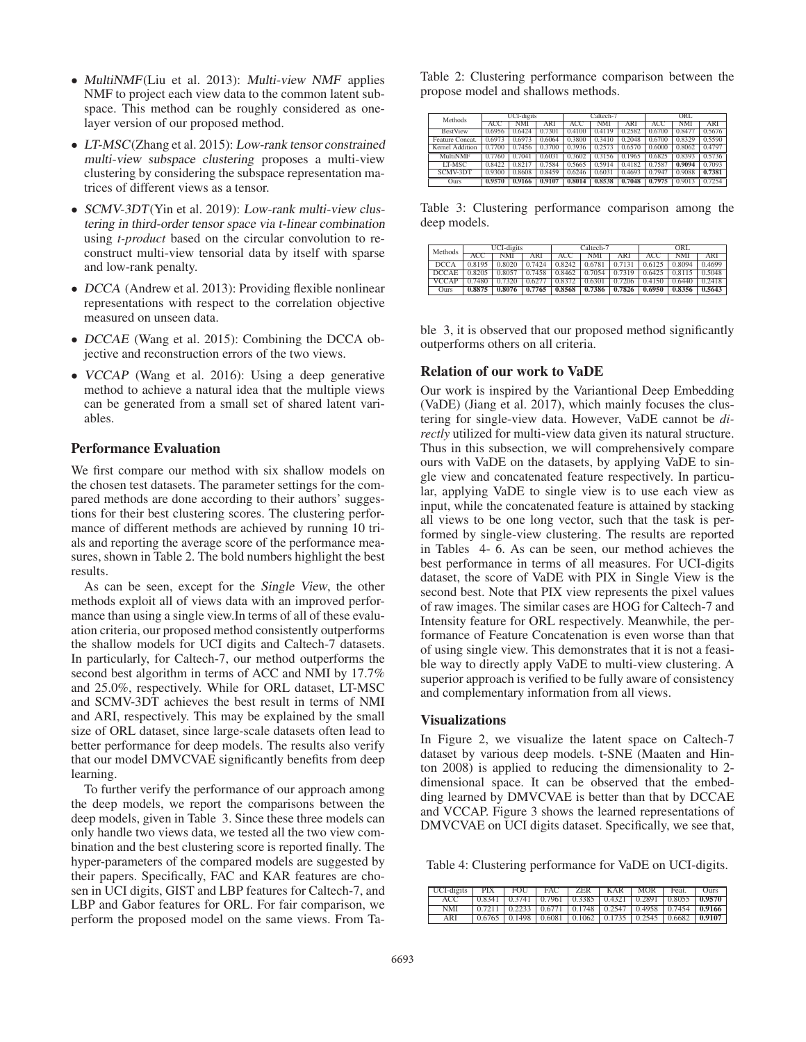- *MultiNMF*(Liu et al. 2013): *Multi-view NMF* applies NMF to project each view data to the common latent subspace. This method can be roughly considered as one-layer version of our proposed method.
- *LT-MSC*(Zhang et al. 2015): *Low-rank tensor constrained multi-view subspace clustering* proposes a multi-view clustering by considering the subspace representation matrices of different views as a tensor.
- *SCMV-3DT*(Yin et al. 2019): *Low-rank multi-view clustering in third-order tensor space via t-linear combination* using *t-product* based on the circular convolution to reconstruct multi-view tensorial data by itself with sparse and low-rank penalty.
- *DCCA* (Andrew et al. 2013): Providing flexible nonlinear representations with respect to the correlation objective measured on unseen data.
- *DCCAE* (Wang et al. 2015): Combining the DCCA objective and reconstruction errors of the two views.
- *VCCAP* (Wang et al. 2016): Using a deep generative method to achieve a natural idea that the multiple views can be generated from a small set of shared latent variables.

## Performance Evaluation

We first compare our method with six shallow models on the chosen test datasets. The parameter settings for the compared methods are done according to their authors' suggestions for their best clustering scores. The clustering performance of different methods are achieved by running 10 trials and reporting the average score of the performance measures, shown in Table 2. The bold numbers highlight the best results.

As can be seen, except for the *Single View*, the other methods exploit all of views data with an improved performance than using a single view.In terms of all of these evaluation criteria, our proposed method consistently outperforms the shallow models for UCI digits and Caltech-7 datasets. In particularly, for Caltech-7, our method outperforms the second best algorithm in terms of ACC and NMI by 17.7% and 25.0%, respectively. While for ORL dataset, LT-MSC and SCMV-3DT achieves the best result in terms of NMI and ARI, respectively. This may be explained by the small size of ORL dataset, since large-scale datasets often lead to better performance for deep models. The results also verify that our model DMVCVAE significantly benefits from deep learning.

To further verify the performance of our approach among the deep models, we report the comparisons between the deep models, given in Table 3. Since these three models can only handle two views data, we tested all the two view combination and the best clustering score is reported finally. The hyper-parameters of the compared models are suggested by their papers. Specifically, FAC and KAR features are chosen in UCI digits, GIST and LBP features for Caltech-7, and LBP and Gabor features for ORL. For fair comparison, we perform the proposed model on the same views. From Table 3, it is observed that our proposed method significantly outperforms others on all criteria.

Table 2: Clustering performance comparison between the propose model and shallows methods.

| Methods | UCI-digits | | | Caltech-7 | | | ORL | | |
|---|---|---|---|---|---|---|---|---|---|
| | ACC | NMI | ARI | ACC | NMI | ARI | ACC | NMI | ARI |
| BestView | 0.6956 | 0.6424 | 0.7301 | 0.4100 | 0.4119 | 0.2582 | 0.6700 | 0.8477 | 0.5676 |
| Feature Concat. | 0.6973 | 0.6973 | 0.6064 | 0.3800 | 0.3410 | 0.2048 | 0.6700 | 0.8329 | 0.5590 |
| Kernel Addition | 0.7700 | 0.7456 | 0.3700 | 0.3936 | 0.2573 | 0.6570 | 0.6000 | 0.8062 | 0.4797 |
| MultiNMF | 0.7760 | 0.7041 | 0.6031 | 0.3602 | 0.3156 | 0.1965 | 0.6825 | 0.8393 | 0.5736 |
| LT-MSC | 0.8422 | 0.8217 | 0.7584 | 0.5665 | 0.5914 | 0.4182 | 0.7587 | **0.9094** | 0.7093 |
| SCMV-3DT | 0.9300 | 0.8608 | 0.8459 | 0.6246 | 0.6031 | 0.4693 | 0.7947 | 0.9088 | **0.7381** |
| Ours | **0.9570** | **0.9166** | **0.9107** | **0.8014** | **0.8538** | **0.7048** | **0.7975** | 0.9013 | 0.7254 |

Table 3: Clustering performance comparison among the deep models.

| Methods | UCI-digits | | | Caltech-7 | | | ORL | | |
|---|---|---|---|---|---|---|---|---|---|
| | ACC | NMI | ARI | ACC | NMI | ARI | ACC | NMI | ARI |
| DCCA | 0.8195 | 0.8020 | 0.7424 | 0.8242 | 0.6781 | 0.7131 | 0.6125 | 0.8094 | 0.4699 |
| DCCAE | 0.8205 | 0.8057 | 0.7458 | 0.8462 | 0.7054 | 0.7319 | 0.6425 | 0.8115 | 0.5048 |
| VCCAP | 0.7480 | 0.7320 | 0.6277 | 0.8372 | 0.6301 | 0.7206 | 0.4150 | 0.6440 | 0.2418 |
| Ours | **0.8875** | **0.8076** | **0.7765** | **0.8568** | **0.7386** | **0.7826** | **0.6950** | **0.8356** | **0.5643** |

## Relation of our work to VaDE

Our work is inspired by the Variantional Deep Embedding (VaDE) (Jiang et al. 2017), which mainly focuses the clustering for single-view data. However, VaDE cannot be *directly* utilized for multi-view data given its natural structure. Thus in this subsection, we will comprehensively compare ours with VaDE on the datasets, by applying VaDE to single view and concatenated feature respectively. In particular, applying VaDE to single view is to use each view as input, while the concatenated feature is attained by stacking all views to be one long vector, such that the task is performed by single-view clustering. The results are reported in Tables 4- 6. As can be seen, our method achieves the best performance in terms of all measures. For UCI-digits dataset, the score of VaDE with PIX in Single View is the second best. Note that PIX view represents the pixel values of raw images. The similar cases are HOG for Caltech-7 and Intensity feature for ORL respectively. Meanwhile, the performance of Feature Concatenation is even worse than that of using single view. This demonstrates that it is not a feasible way to directly apply VaDE to multi-view clustering. A superior approach is verified to be fully aware of consistency and complementary information from all views.

## Visualizations

In Figure 2, we visualize the latent space on Caltech-7 dataset by various deep models. t-SNE (Maaten and Hinton 2008) is applied to reducing the dimensionality to 2-dimensional space. It can be observed that the embedding learned by DMVCVAE is better than that by DCCAE and VCCAP. Figure 3 shows the learned representations of DMVCVAE on UCI digits dataset. Specifically, we see that,

Table 4: Clustering performance for VaDE on UCI-digits.

| UCI-digits | PIX | FOU | FAC | ZER | KAR | MOR | Feat. | Ours |
|---|---|---|---|---|---|---|---|---|
| ACC | 0.8341 | 0.3741 | 0.7961 | 0.3385 | 0.4321 | 0.2891 | 0.8055 | **0.9570** |
| NMI | 0.7211 | 0.2233 | 0.6771 | 0.1748 | 0.2547 | 0.4958 | 0.7454 | **0.9166** |
| ARI | 0.6765 | 0.1498 | 0.6081 | 0.1062 | 0.1735 | 0.2545 | 0.6682 | **0.9107** |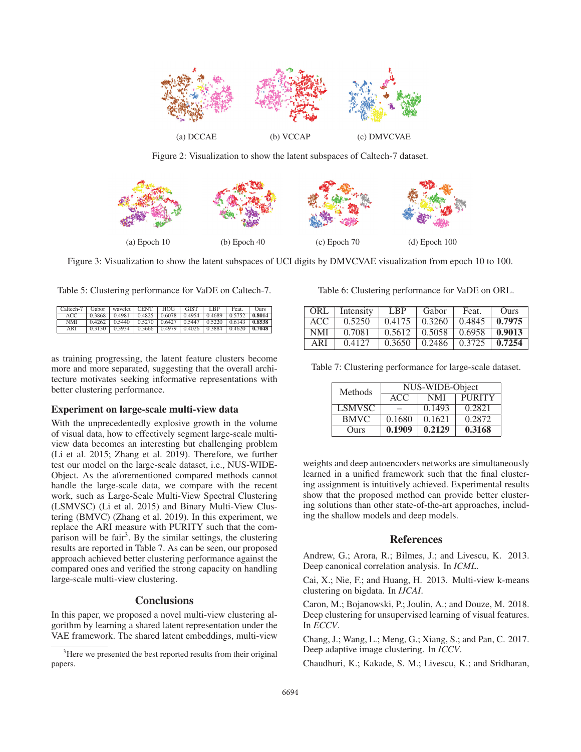(a) DCCAE (b) VCCAP (c) DMVCVAE

Figure 2: Visualization to show the latent subspaces of Caltech-7 dataset.

(a) Epoch 10 (b) Epoch 40 (c) Epoch 70 (d) Epoch 100

Figure 3: Visualization to show the latent subspaces of UCI digits by DMVCVAE visualization from epoch 10 to 100.

Table 5: Clustering performance for VaDE on Caltech-7.

| Caltech-7 | Gabor | wavelet | CENT. | HOG | GIST | LBP | Feat. | Ours |
|---|---|---|---|---|---|---|---|---|
| ACC | 0.3868 | 0.4981 | 0.4825 | 0.6078 | 0.4954 | 0.4689 | 0.5752 | **0.8014** |
| NMI | 0.4262 | 0.5440 | 0.5270 | 0.6427 | 0.5447 | 0.5220 | 0.6143 | **0.8538** |
| ARI | 0.3130 | 0.3934 | 0.3666 | 0.4979 | 0.4026 | 0.3884 | 0.4620 | **0.7048** |

Table 6: Clustering performance for VaDE on ORL.

| ORL | Intensity | LBP | Gabor | Feat. | Ours |
|---|---|---|---|---|---|
| ACC | 0.5250 | 0.4175 | 0.3260 | 0.4845 | **0.7975** |
| NMI | 0.7081 | 0.5612 | 0.5058 | 0.6958 | **0.9013** |
| ARI | 0.4127 | 0.3650 | 0.2486 | 0.3725 | **0.7254** |

as training progressing, the latent feature clusters become more and more separated, suggesting that the overall architecture motivates seeking informative representations with better clustering performance.

### Experiment on large-scale multi-view data

With the unprecedentedly explosive growth in the volume of visual data, how to effectively segment large-scale multi-view data becomes an interesting but challenging problem (Li et al. 2015; Zhang et al. 2019). Therefore, we further test our model on the large-scale dataset, i.e., NUS-WIDE-Object. As the aforementioned compared methods cannot handle the large-scale data, we compare with the recent work, such as Large-Scale Multi-View Spectral Clustering (LSMVSC) (Li et al. 2015) and Binary Multi-View Clustering (BMVC) (Zhang et al. 2019). In this experiment, we replace the ARI measure with PURITY such that the comparison will be fair[3]. By the similar settings, the clustering results are reported in Table 7. As can be seen, our proposed approach achieved better clustering performance against the compared ones and verified the strong capacity on handling large-scale multi-view clustering.

Table 7: Clustering performance for large-scale dataset.

| Methods | NUS-WIDE-Object | | |
|---|---|---|---|
| | ACC | NMI | PURITY |
| LSMVSC | – | 0.1493 | 0.2821 |
| BMVC | 0.1680 | 0.1621 | 0.2872 |
| Ours | **0.1909** | **0.2129** | **0.3168** |

## Conclusions

In this paper, we proposed a novel multi-view clustering algorithm by learning a shared latent representation under the VAE framework. The shared latent embeddings, multi-view weights and deep autoencoders networks are simultaneously learned in a unified framework such that the final clustering assignment is intuitively achieved. Experimental results show that the proposed method can provide better clustering solutions than other state-of-the-art approaches, including the shallow models and deep models.

[3]Here we presented the best reported results from their original papers.

## References

Andrew, G.; Arora, R.; Bilmes, J.; and Livescu, K. 2013. Deep canonical correlation analysis. In *ICML*.

Cai, X.; Nie, F.; and Huang, H. 2013. Multi-view k-means clustering on bigdata. In *IJCAI*.

Caron, M.; Bojanowski, P.; Joulin, A.; and Douze, M. 2018. Deep clustering for unsupervised learning of visual features. In *ECCV*.

Chang, J.; Wang, L.; Meng, G.; Xiang, S.; and Pan, C. 2017. Deep adaptive image clustering. In *ICCV*.

Chaudhuri, K.; Kakade, S. M.; Livescu, K.; and Sridharan,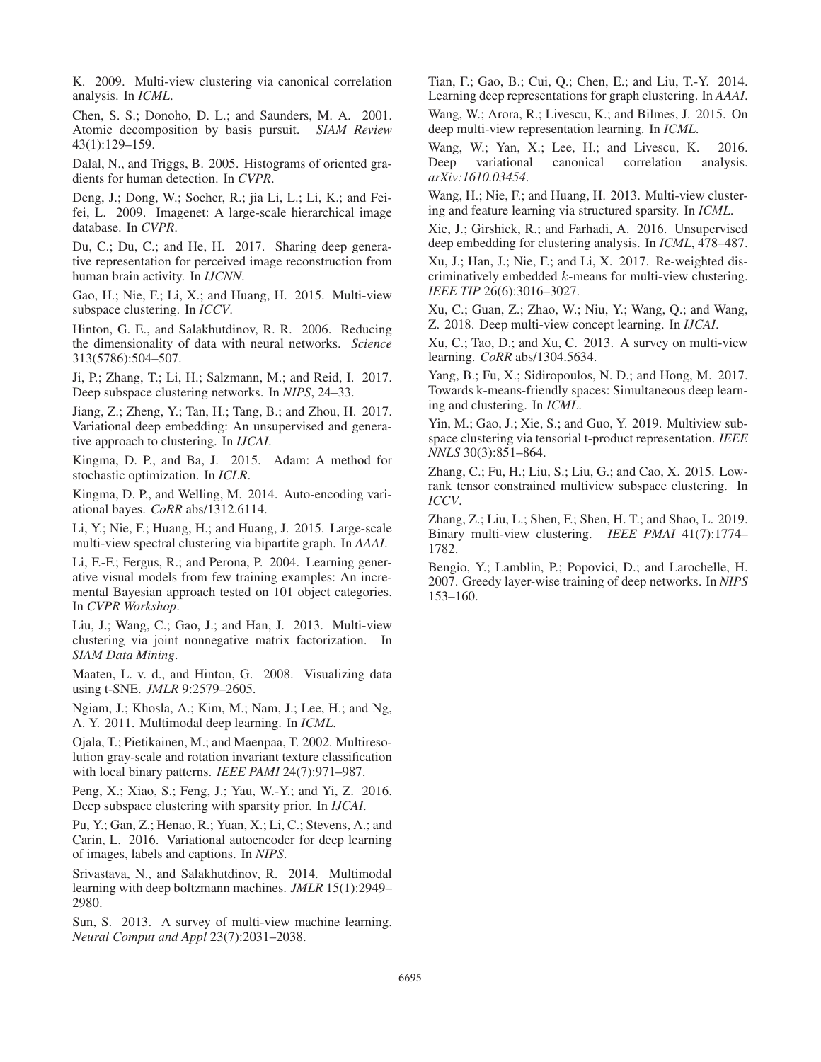K. 2009. Multi-view clustering via canonical correlation analysis. In *ICML*.

Chen, S. S.; Donoho, D. L.; and Saunders, M. A. 2001. Atomic decomposition by basis pursuit. *SIAM Review* 43(1):129–159.

Dalal, N., and Triggs, B. 2005. Histograms of oriented gradients for human detection. In *CVPR*.

Deng, J.; Dong, W.; Socher, R.; jia Li, L.; Li, K.; and Feifei, L. 2009. Imagenet: A large-scale hierarchical image database. In *CVPR*.

Du, C.; Du, C.; and He, H. 2017. Sharing deep generative representation for perceived image reconstruction from human brain activity. In *IJCNN*.

Gao, H.; Nie, F.; Li, X.; and Huang, H. 2015. Multi-view subspace clustering. In *ICCV*.

Hinton, G. E., and Salakhutdinov, R. R. 2006. Reducing the dimensionality of data with neural networks. *Science* 313(5786):504–507.

Ji, P.; Zhang, T.; Li, H.; Salzmann, M.; and Reid, I. 2017. Deep subspace clustering networks. In *NIPS*, 24–33.

Jiang, Z.; Zheng, Y.; Tan, H.; Tang, B.; and Zhou, H. 2017. Variational deep embedding: An unsupervised and generative approach to clustering. In *IJCAI*.

Kingma, D. P., and Ba, J. 2015. Adam: A method for stochastic optimization. In *ICLR*.

Kingma, D. P., and Welling, M. 2014. Auto-encoding variational bayes. *CoRR* abs/1312.6114.

Li, Y.; Nie, F.; Huang, H.; and Huang, J. 2015. Large-scale multi-view spectral clustering via bipartite graph. In *AAAI*.

Li, F.-F.; Fergus, R.; and Perona, P. 2004. Learning generative visual models from few training examples: An incremental Bayesian approach tested on 101 object categories. In *CVPR Workshop*.

Liu, J.; Wang, C.; Gao, J.; and Han, J. 2013. Multi-view clustering via joint nonnegative matrix factorization. In *SIAM Data Mining*.

Maaten, L. v. d., and Hinton, G. 2008. Visualizing data using t-SNE. *JMLR* 9:2579–2605.

Ngiam, J.; Khosla, A.; Kim, M.; Nam, J.; Lee, H.; and Ng, A. Y. 2011. Multimodal deep learning. In *ICML*.

Ojala, T.; Pietikainen, M.; and Maenpaa, T. 2002. Multiresolution gray-scale and rotation invariant texture classification with local binary patterns. *IEEE PAMI* 24(7):971–987.

Peng, X.; Xiao, S.; Feng, J.; Yau, W.-Y.; and Yi, Z. 2016. Deep subspace clustering with sparsity prior. In *IJCAI*.

Pu, Y.; Gan, Z.; Henao, R.; Yuan, X.; Li, C.; Stevens, A.; and Carin, L. 2016. Variational autoencoder for deep learning of images, labels and captions. In *NIPS*.

Srivastava, N., and Salakhutdinov, R. 2014. Multimodal learning with deep boltzmann machines. *JMLR* 15(1):2949–2980.

Sun, S. 2013. A survey of multi-view machine learning. *Neural Comput and Appl* 23(7):2031–2038.

Tian, F.; Gao, B.; Cui, Q.; Chen, E.; and Liu, T.-Y. 2014. Learning deep representations for graph clustering. In *AAAI*.

Wang, W.; Arora, R.; Livescu, K.; and Bilmes, J. 2015. On deep multi-view representation learning. In *ICML*.

Wang, W.; Yan, X.; Lee, H.; and Livescu, K. 2016. Deep variational canonical correlation analysis. *arXiv:1610.03454*.

Wang, H.; Nie, F.; and Huang, H. 2013. Multi-view clustering and feature learning via structured sparsity. In *ICML*.

Xie, J.; Girshick, R.; and Farhadi, A. 2016. Unsupervised deep embedding for clustering analysis. In *ICML*, 478–487.

Xu, J.; Han, J.; Nie, F.; and Li, X. 2017. Re-weighted discriminatively embedded $k$-means for multi-view clustering. *IEEE TIP* 26(6):3016–3027.

Xu, C.; Guan, Z.; Zhao, W.; Niu, Y.; Wang, Q.; and Wang, Z. 2018. Deep multi-view concept learning. In *IJCAI*.

Xu, C.; Tao, D.; and Xu, C. 2013. A survey on multi-view learning. *CoRR* abs/1304.5634.

Yang, B.; Fu, X.; Sidiropoulos, N. D.; and Hong, M. 2017. Towards k-means-friendly spaces: Simultaneous deep learning and clustering. In *ICML*.

Yin, M.; Gao, J.; Xie, S.; and Guo, Y. 2019. Multiview subspace clustering via tensorial t-product representation. *IEEE NNLS* 30(3):851–864.

Zhang, C.; Fu, H.; Liu, S.; Liu, G.; and Cao, X. 2015. Low-rank tensor constrained multiview subspace clustering. In *ICCV*.

Zhang, Z.; Liu, L.; Shen, F.; Shen, H. T.; and Shao, L. 2019. Binary multi-view clustering. *IEEE PMAI* 41(7):1774–1782.

Bengio, Y.; Lamblin, P.; Popovici, D.; and Larochelle, H. 2007. Greedy layer-wise training of deep networks. In *NIPS* 153–160.